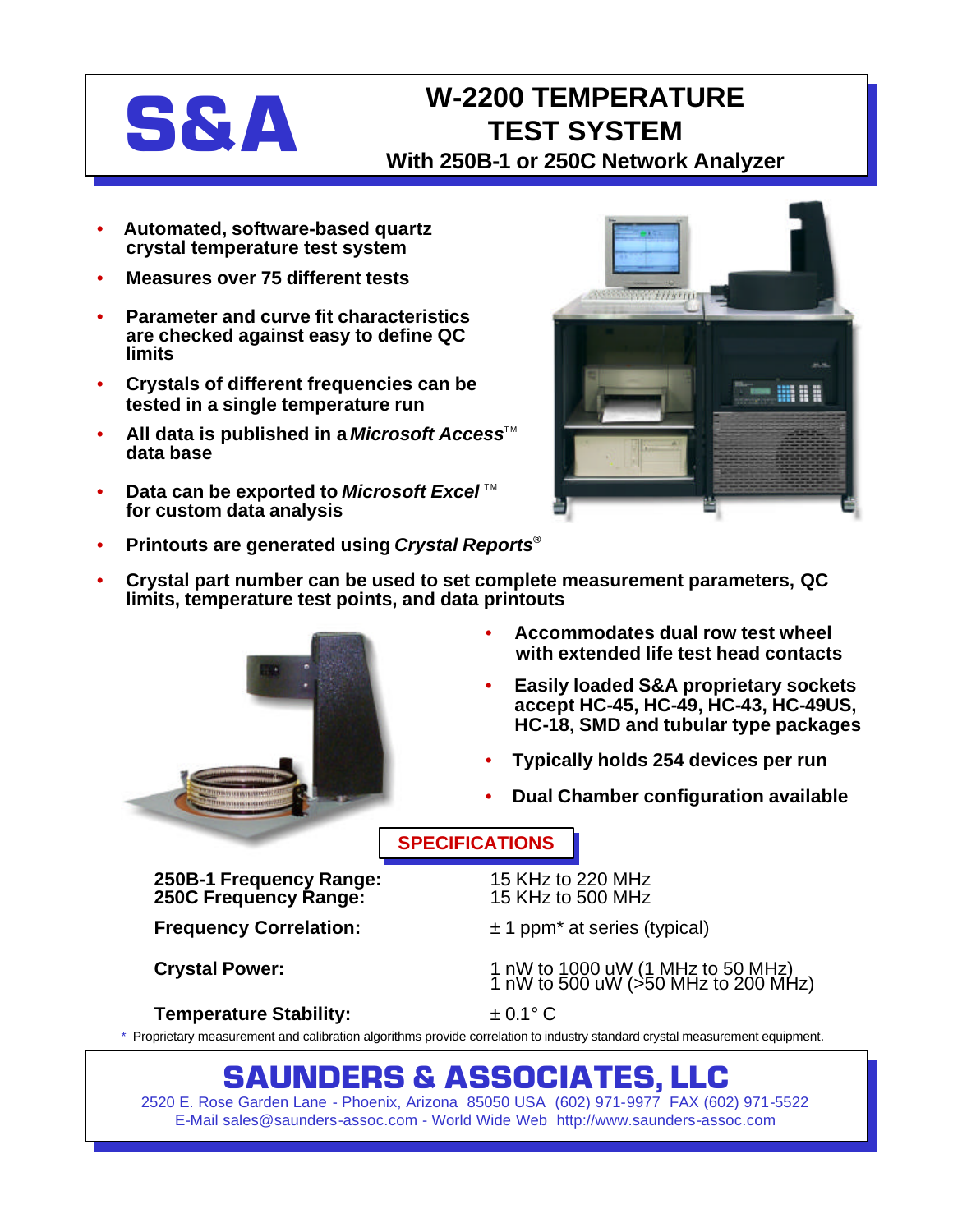# S&A

# W-2200 TEMPERATURE TEST SYSTEM

## With 250B-1 or 250C Network Analyzer

- **Automated, software-based quartz crystal temperature test system**
- **Measures over 75 different tests**
- **Parameter and curve fit characteristics are checked against easy to define QC limits**
- **Crystals of different frequencies can be tested in a single temperature run**
- **All data is published in a *Microsoft Access*™ data base**
- **Data can be exported to *Microsoft Excel* ™ for custom data analysis**
- **Printouts are generated using *Crystal Reports*®**
- **Crystal part number can be used to set complete measurement parameters, QC limits, temperature test points, and data printouts**
- **Accommodates dual row test wheel with extended life test head contacts**
- **Easily loaded S&A proprietary sockets accept HC-45, HC-49, HC-43, HC-49US, HC-18, SMD and tubular type packages**
- **Typically holds 254 devices per run**
- **Dual Chamber configuration available**

## SPECIFICATIONS

| | |
|---|---|
| **250B-1 Frequency Range:** | 15 KHz to 220 MHz |
| **250C Frequency Range:** | 15 KHz to 500 MHz |
| **Frequency Correlation:** | ± 1 ppm* at series (typical) |
| **Crystal Power:** | 1 nW to 1000 uW (1 MHz to 50 MHz)<br>1 nW to 500 uW (>50 MHz to 200 MHz) |
| **Temperature Stability:** | ± 0.1° C |

\* Proprietary measurement and calibration algorithms provide correlation to industry standard crystal measurement equipment.

## SAUNDERS & ASSOCIATES, LLC

2520 E. Rose Garden Lane - Phoenix, Arizona 85050 USA (602) 971-9977 FAX (602) 971-5522
E-Mail sales@saunders-assoc.com - World Wide Web http://www.saunders-assoc.com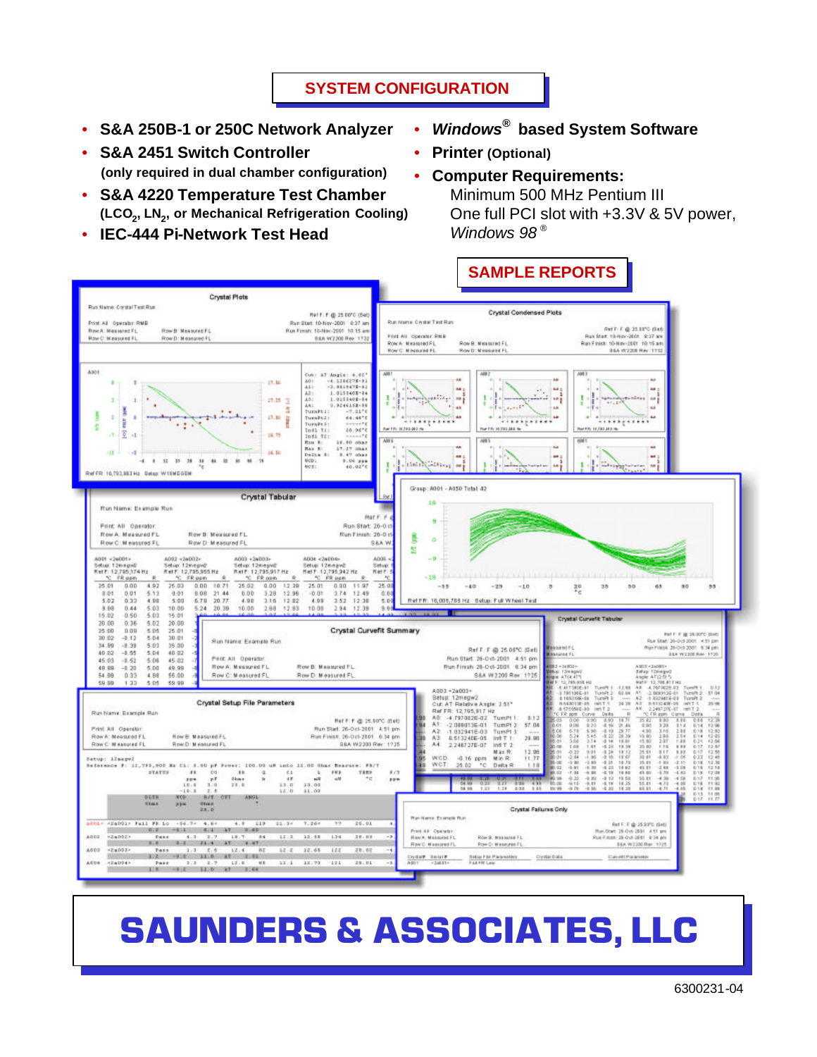## SYSTEM CONFIGURATION

- **S&A 250B-1 or 250C Network Analyzer**
- **S&A 2451 Switch Controller**
  **(only required in dual chamber configuration)**
- **S&A 4220 Temperature Test Chamber**
  **($LCO_2$, $LN_2$, or Mechanical Refrigeration Cooling)**
- **IEC-444 Pi-Network Test Head**
- ***Windows*® based System Software**
- **Printer (Optional)**
- **Computer Requirements:**
  Minimum 500 MHz Pentium III
  One full PCI slot with +3.3V & 5V power,
  *Windows 98* ®

## SAMPLE REPORTS

Crystal Plots

Crystal Condensed Plots

Crystal Tabular

Crystal Curvefit Summary

Crystal Curvefit Tabular

Crystal Setup File Parameters

Crystal Failures Only

# SAUNDERS & ASSOCIATES, LLC

6300231-04